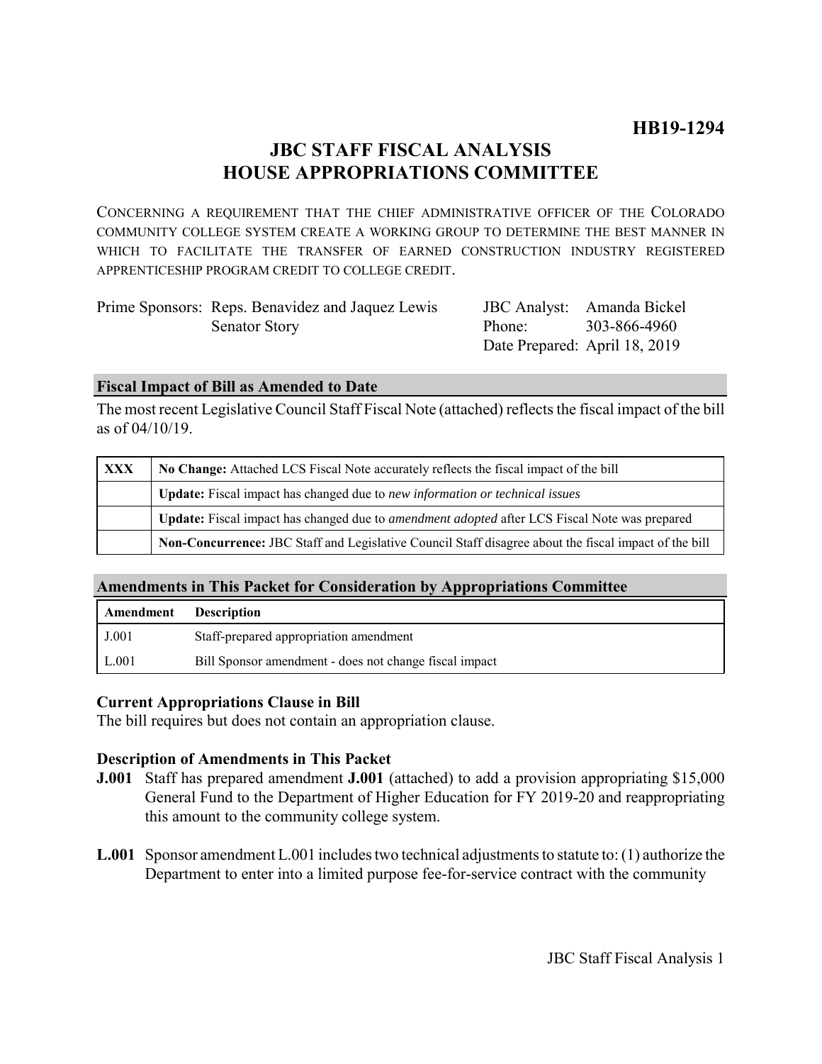**HB19-1294**

# JBC STAFF FISCAL ANALYSIS
# HOUSE APPROPRIATIONS COMMITTEE

CONCERNING A REQUIREMENT THAT THE CHIEF ADMINISTRATIVE OFFICER OF THE COLORADO COMMUNITY COLLEGE SYSTEM CREATE A WORKING GROUP TO DETERMINE THE BEST MANNER IN WHICH TO FACILITATE THE TRANSFER OF EARNED CONSTRUCTION INDUSTRY REGISTERED APPRENTICESHIP PROGRAM CREDIT TO COLLEGE CREDIT.

| | | | |
|---|---|---|---|
| Prime Sponsors: | Reps. Benavidez and Jaquez Lewis | JBC Analyst: | Amanda Bickel |
| | Senator Story | Phone: | 303-866-4960 |
| | | Date Prepared: | April 18, 2019 |

## Fiscal Impact of Bill as Amended to Date

The most recent Legislative Council Staff Fiscal Note (attached) reflects the fiscal impact of the bill as of 04/10/19.

| | |
|---|---|
| **XXX** | **No Change:** Attached LCS Fiscal Note accurately reflects the fiscal impact of the bill |
| | **Update:** Fiscal impact has changed due to *new information or technical issues* |
| | **Update:** Fiscal impact has changed due to *amendment adopted* after LCS Fiscal Note was prepared |
| | **Non-Concurrence:** JBC Staff and Legislative Council Staff disagree about the fiscal impact of the bill |

## Amendments in This Packet for Consideration by Appropriations Committee

| Amendment | Description |
|---|---|
| J.001 | Staff-prepared appropriation amendment |
| L.001 | Bill Sponsor amendment - does not change fiscal impact |

### Current Appropriations Clause in Bill

The bill requires but does not contain an appropriation clause.

### Description of Amendments in This Packet

**J.001** Staff has prepared amendment **J.001** (attached) to add a provision appropriating $15,000 General Fund to the Department of Higher Education for FY 2019-20 and reappropriating this amount to the community college system.

**L.001** Sponsor amendment L.001 includes two technical adjustments to statute to: (1) authorize the Department to enter into a limited purpose fee-for-service contract with the community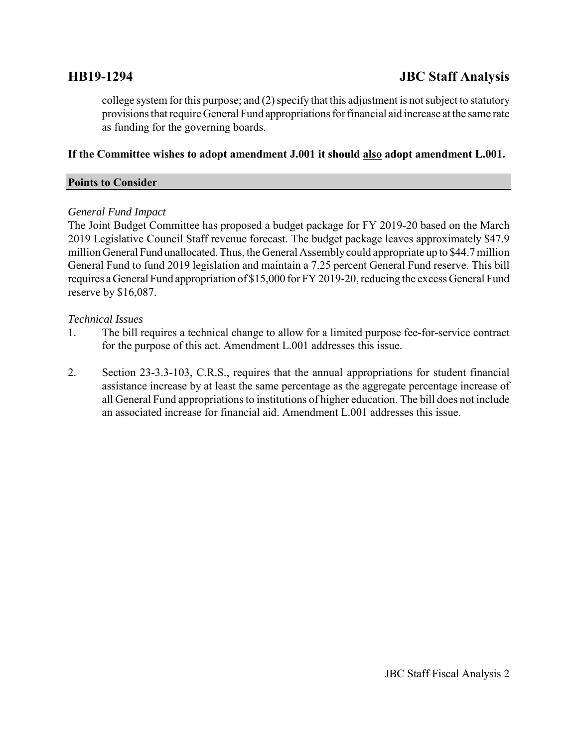college system for this purpose; and (2) specify that this adjustment is not subject to statutory provisions that require General Fund appropriations for financial aid increase at the same rate as funding for the governing boards.

**If the Committee wishes to adopt amendment J.001 it should <u>also</u> adopt amendment L.001.**

## Points to Consider

*General Fund Impact*

The Joint Budget Committee has proposed a budget package for FY 2019-20 based on the March 2019 Legislative Council Staff revenue forecast. The budget package leaves approximately $47.9 million General Fund unallocated. Thus, the General Assembly could appropriate up to $44.7 million General Fund to fund 2019 legislation and maintain a 7.25 percent General Fund reserve. This bill requires a General Fund appropriation of $15,000 for FY 2019-20, reducing the excess General Fund reserve by $16,087.

*Technical Issues*

1. The bill requires a technical change to allow for a limited purpose fee-for-service contract for the purpose of this act. Amendment L.001 addresses this issue.

2. Section 23-3.3-103, C.R.S., requires that the annual appropriations for student financial assistance increase by at least the same percentage as the aggregate percentage increase of all General Fund appropriations to institutions of higher education. The bill does not include an associated increase for financial aid. Amendment L.001 addresses this issue.